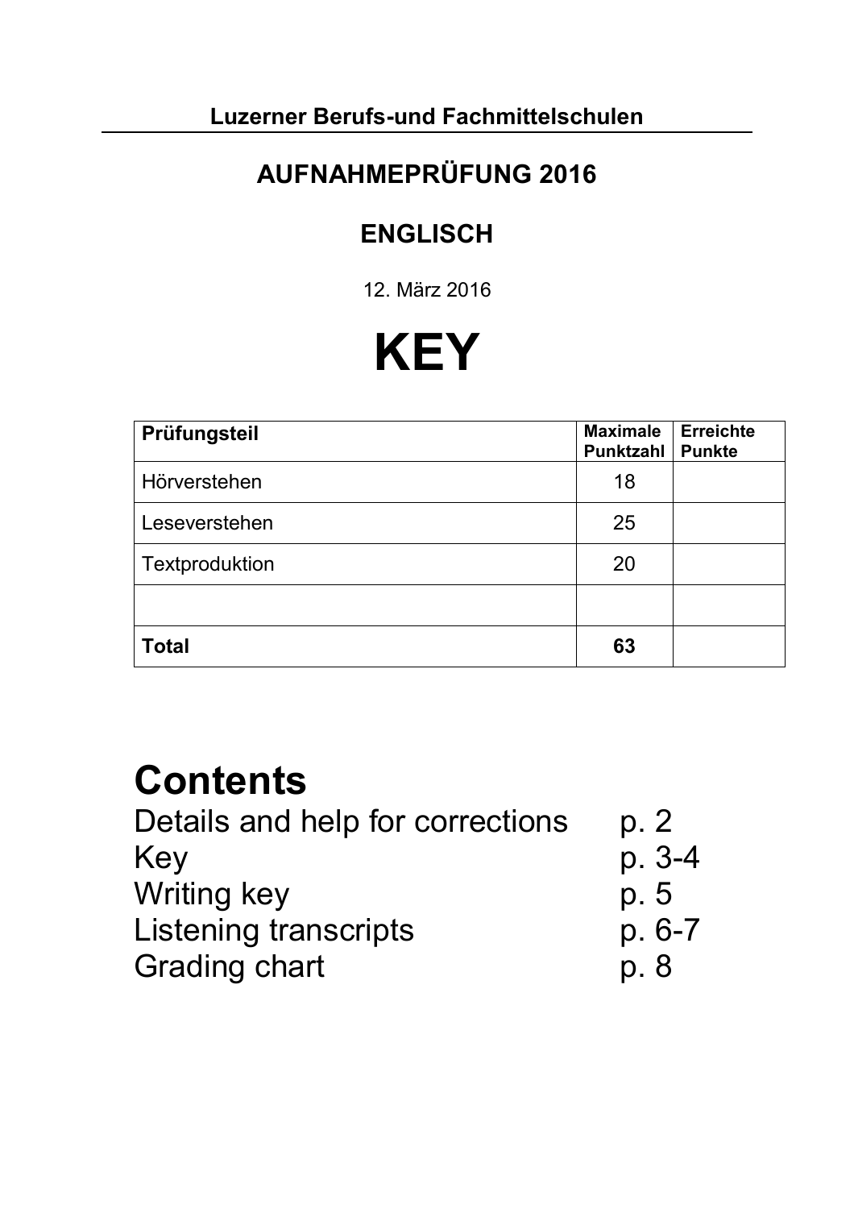**Luzerner Berufs-und Fachmittelschulen**

# AUFNAHMEPRÜFUNG 2016

## ENGLISCH

12. März 2016

# KEY

| Prüfungsteil | Maximale Punktzahl | Erreichte Punkte |
|---|---|---|
| Hörverstehen | 18 | |
| Leseverstehen | 25 | |
| Textproduktion | 20 | |
| | | |
| **Total** | **63** | |

# Contents

| | |
|---|---|
| Details and help for corrections | p. 2 |
| Key | p. 3-4 |
| Writing key | p. 5 |
| Listening transcripts | p. 6-7 |
| Grading chart | p. 8 |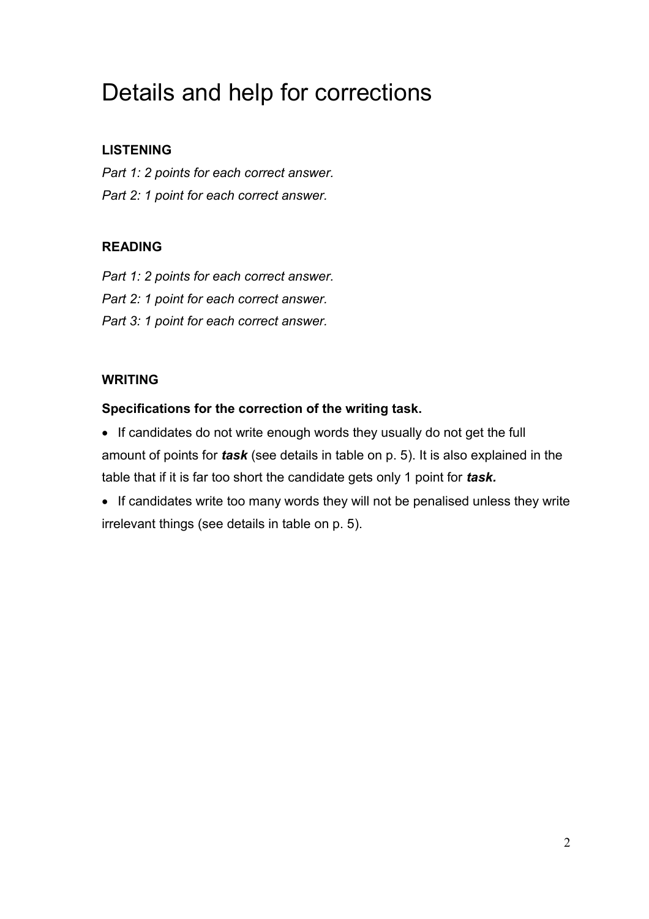# Details and help for corrections

**LISTENING**

*Part 1: 2 points for each correct answer.*

*Part 2: 1 point for each correct answer.*

**READING**

*Part 1: 2 points for each correct answer.*

*Part 2: 1 point for each correct answer.*

*Part 3: 1 point for each correct answer.*

**WRITING**

**Specifications for the correction of the writing task.**

- If candidates do not write enough words they usually do not get the full amount of points for ***task*** (see details in table on p. 5). It is also explained in the table that if it is far too short the candidate gets only 1 point for ***task.***
- If candidates write too many words they will not be penalised unless they write irrelevant things (see details in table on p. 5).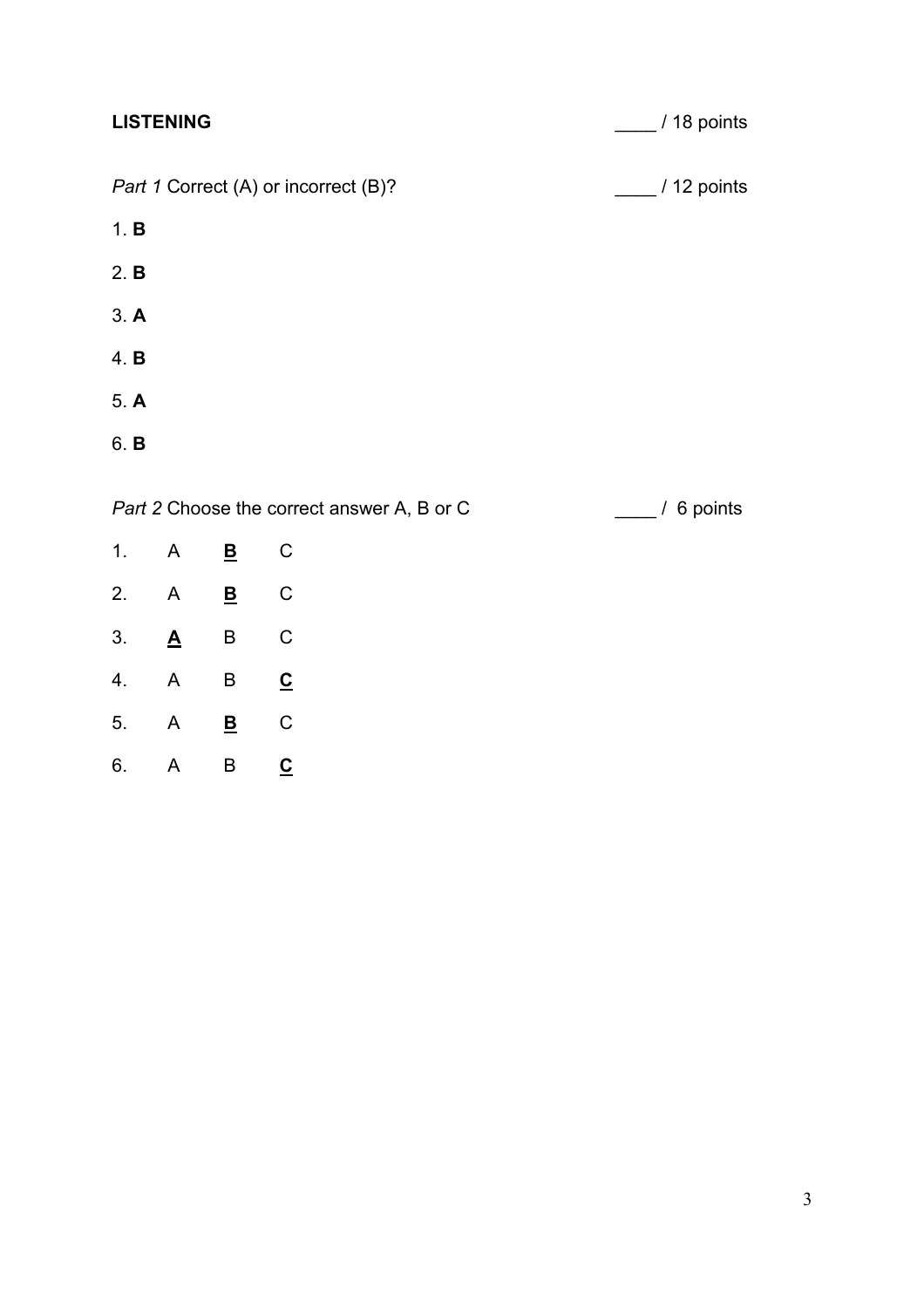**LISTENING** ____ / 18 points

*Part 1* Correct (A) or incorrect (B)? ____ / 12 points

1. **B**
2. **B**
3. **A**
4. **B**
5. **A**
6. **B**

*Part 2* Choose the correct answer A, B or C ____ / 6 points

| | | | |
|---|---|---|---|
| 1. | A | **B** | C |
| 2. | A | **B** | C |
| 3. | **A** | B | C |
| 4. | A | B | **C** |
| 5. | A | **B** | C |
| 6. | A | B | **C** |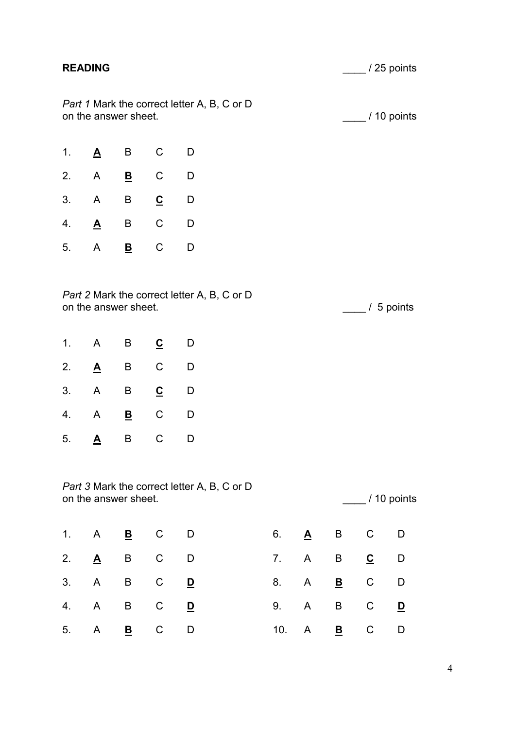**READING** ____ / 25 points

*Part 1* Mark the correct letter A, B, C or D on the answer sheet. ____ / 10 points

| | | | | |
|---|---|---|---|---|
| 1. | **A** | B | C | D |
| 2. | A | **B** | C | D |
| 3. | A | B | **C** | D |
| 4. | **A** | B | C | D |
| 5. | A | **B** | C | D |

*Part 2* Mark the correct letter A, B, C or D on the answer sheet. ____ / 5 points

| | | | | |
|---|---|---|---|---|
| 1. | A | B | **C** | D |
| 2. | **A** | B | C | D |
| 3. | A | B | **C** | D |
| 4. | A | **B** | C | D |
| 5. | **A** | B | C | D |

*Part 3* Mark the correct letter A, B, C or D on the answer sheet. ____ / 10 points

| | | | | |
|---|---|---|---|---|
| 1. | A | **B** | C | D |
| 2. | **A** | B | C | D |
| 3. | A | B | C | **D** |
| 4. | A | B | C | **D** |
| 5. | A | **B** | C | D |
| 6. | **A** | B | C | D |
| 7. | A | B | **C** | D |
| 8. | A | **B** | C | D |
| 9. | A | B | C | **D** |
| 10. | A | **B** | C | D |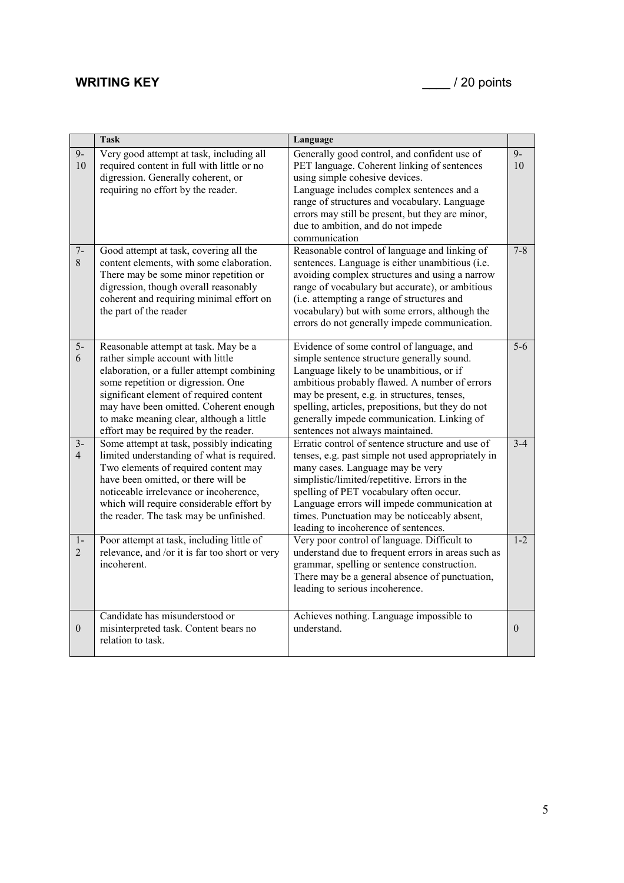**WRITING KEY** ____ / 20 points

| | Task | Language | |
|---|---|---|---|
| 9-10 | Very good attempt at task, including all required content in full with little or no digression. Generally coherent, or requiring no effort by the reader. | Generally good control, and confident use of PET language. Coherent linking of sentences using simple cohesive devices. Language includes complex sentences and a range of structures and vocabulary. Language errors may still be present, but they are minor, due to ambition, and do not impede communication | 9-10 |
| 7-8 | Good attempt at task, covering all the content elements, with some elaboration. There may be some minor repetition or digression, though overall reasonably coherent and requiring minimal effort on the part of the reader | Reasonable control of language and linking of sentences. Language is either unambitious (i.e. avoiding complex structures and using a narrow range of vocabulary but accurate), or ambitious (i.e. attempting a range of structures and vocabulary) but with some errors, although the errors do not generally impede communication. | 7-8 |
| 5-6 | Reasonable attempt at task. May be a rather simple account with little elaboration, or a fuller attempt combining some repetition or digression. One significant element of required content may have been omitted. Coherent enough to make meaning clear, although a little effort may be required by the reader. | Evidence of some control of language, and simple sentence structure generally sound. Language likely to be unambitious, or if ambitious probably flawed. A number of errors may be present, e.g. in structures, tenses, spelling, articles, prepositions, but they do not generally impede communication. Linking of sentences not always maintained. | 5-6 |
| 3-4 | Some attempt at task, possibly indicating limited understanding of what is required. Two elements of required content may have been omitted, or there will be noticeable irrelevance or incoherence, which will require considerable effort by the reader. The task may be unfinished. | Erratic control of sentence structure and use of tenses, e.g. past simple not used appropriately in many cases. Language may be very simplistic/limited/repetitive. Errors in the spelling of PET vocabulary often occur. Language errors will impede communication at times. Punctuation may be noticeably absent, leading to incoherence of sentences. | 3-4 |
| 1-2 | Poor attempt at task, including little of relevance, and /or it is far too short or very incoherent. | Very poor control of language. Difficult to understand due to frequent errors in areas such as grammar, spelling or sentence construction. There may be a general absence of punctuation, leading to serious incoherence. | 1-2 |
| 0 | Candidate has misunderstood or misinterpreted task. Content bears no relation to task. | Achieves nothing. Language impossible to understand. | 0 |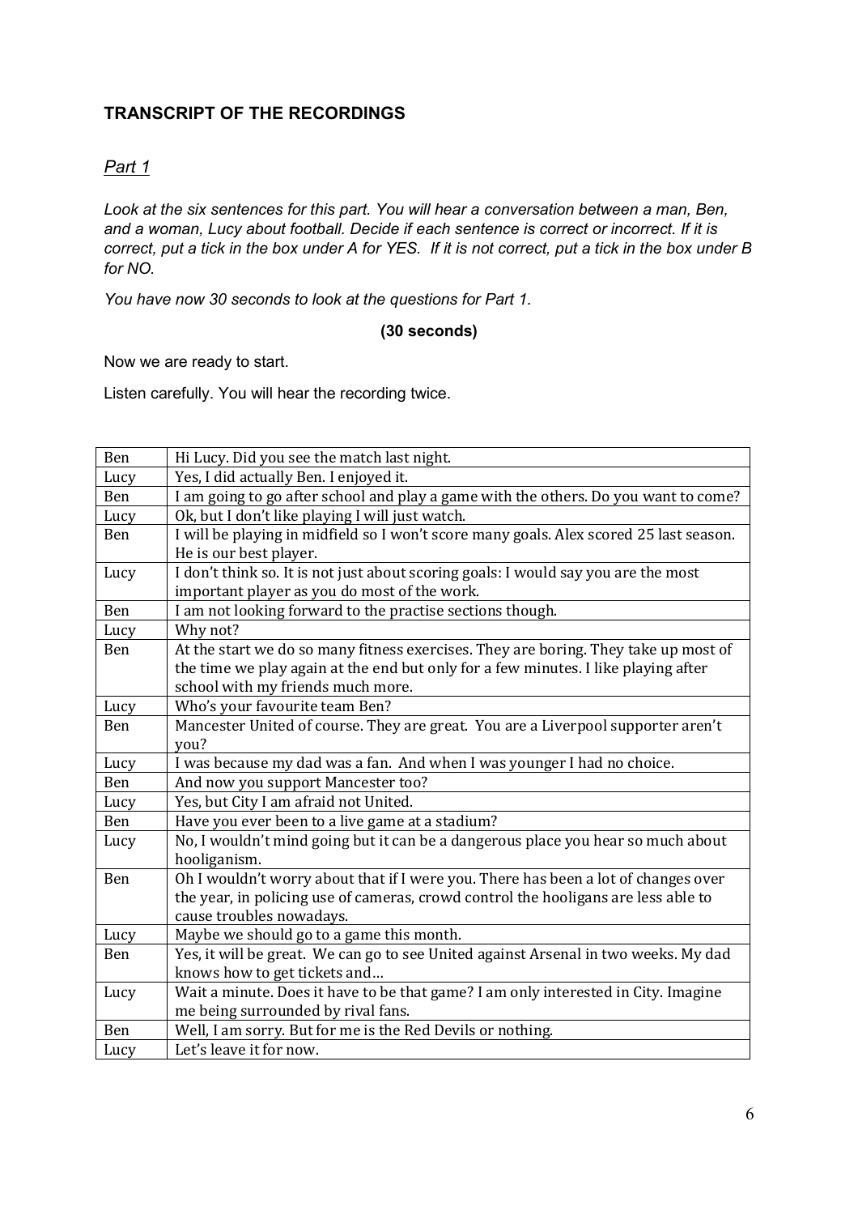## TRANSCRIPT OF THE RECORDINGS

### *Part 1*

*Look at the six sentences for this part. You will hear a conversation between a man, Ben, and a woman, Lucy about football. Decide if each sentence is correct or incorrect. If it is correct, put a tick in the box under A for YES. If it is not correct, put a tick in the box under B for NO.*

*You have now 30 seconds to look at the questions for Part 1.*

**(30 seconds)**

Now we are ready to start.

Listen carefully. You will hear the recording twice.

| | |
|---|---|
| Ben | Hi Lucy. Did you see the match last night. |
| Lucy | Yes, I did actually Ben. I enjoyed it. |
| Ben | I am going to go after school and play a game with the others. Do you want to come? |
| Lucy | Ok, but I don't like playing I will just watch. |
| Ben | I will be playing in midfield so I won't score many goals. Alex scored 25 last season. He is our best player. |
| Lucy | I don't think so. It is not just about scoring goals: I would say you are the most important player as you do most of the work. |
| Ben | I am not looking forward to the practise sections though. |
| Lucy | Why not? |
| Ben | At the start we do so many fitness exercises. They are boring. They take up most of the time we play again at the end but only for a few minutes. I like playing after school with my friends much more. |
| Lucy | Who's your favourite team Ben? |
| Ben | Mancester United of course. They are great. You are a Liverpool supporter aren't you? |
| Lucy | I was because my dad was a fan. And when I was younger I had no choice. |
| Ben | And now you support Mancester too? |
| Lucy | Yes, but City I am afraid not United. |
| Ben | Have you ever been to a live game at a stadium? |
| Lucy | No, I wouldn't mind going but it can be a dangerous place you hear so much about hooliganism. |
| Ben | Oh I wouldn't worry about that if I were you. There has been a lot of changes over the year, in policing use of cameras, crowd control the hooligans are less able to cause troubles nowadays. |
| Lucy | Maybe we should go to a game this month. |
| Ben | Yes, it will be great. We can go to see United against Arsenal in two weeks. My dad knows how to get tickets and… |
| Lucy | Wait a minute. Does it have to be that game? I am only interested in City. Imagine me being surrounded by rival fans. |
| Ben | Well, I am sorry. But for me is the Red Devils or nothing. |
| Lucy | Let's leave it for now. |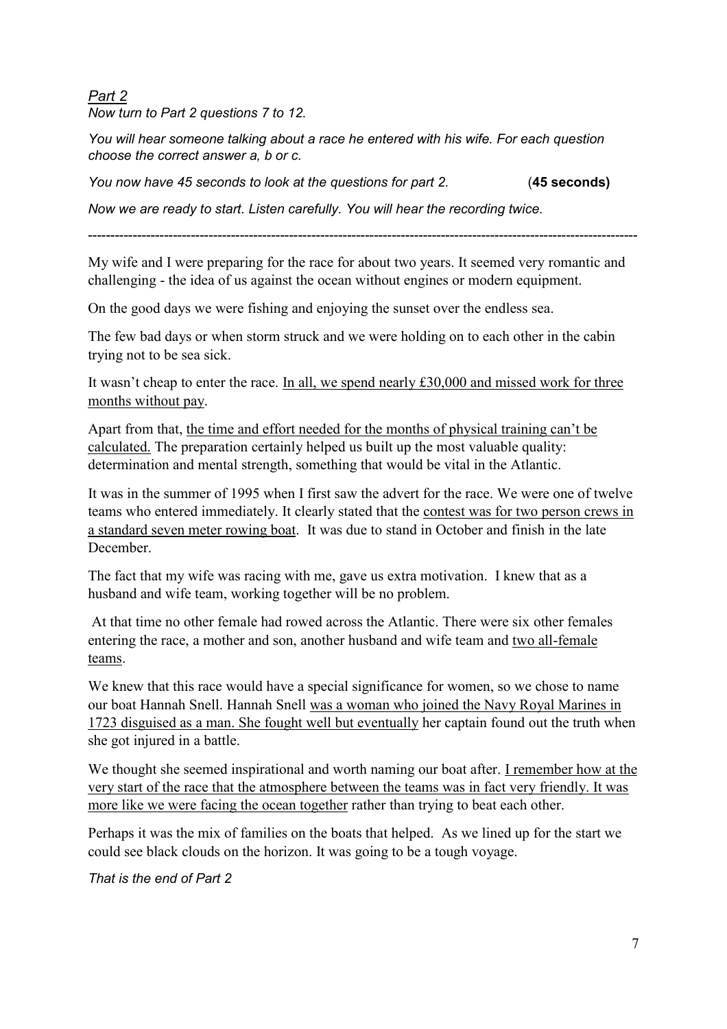*Part 2*

*Now turn to Part 2 questions 7 to 12.*

*You will hear someone talking about a race he entered with his wife. For each question choose the correct answer a, b or c.*

*You now have 45 seconds to look at the questions for part 2.* (**45 seconds)**

*Now we are ready to start. Listen carefully. You will hear the recording twice.*

------------------------------------------------------------------------------------------------------------------------

My wife and I were preparing for the race for about two years. It seemed very romantic and challenging - the idea of us against the ocean without engines or modern equipment.

On the good days we were fishing and enjoying the sunset over the endless sea.

The few bad days or when storm struck and we were holding on to each other in the cabin trying not to be sea sick.

It wasn't cheap to enter the race. <u>In all, we spend nearly £30,000 and missed work for three months without pay</u>.

Apart from that, <u>the time and effort needed for the months of physical training can't be calculated.</u> The preparation certainly helped us built up the most valuable quality: determination and mental strength, something that would be vital in the Atlantic.

It was in the summer of 1995 when I first saw the advert for the race. We were one of twelve teams who entered immediately. It clearly stated that the <u>contest was for two person crews in a standard seven meter rowing boat</u>. It was due to stand in October and finish in the late December.

The fact that my wife was racing with me, gave us extra motivation. I knew that as a husband and wife team, working together will be no problem.

At that time no other female had rowed across the Atlantic. There were six other females entering the race, a mother and son, another husband and wife team and <u>two all-female teams</u>.

We knew that this race would have a special significance for women, so we chose to name our boat Hannah Snell. Hannah Snell <u>was a woman who joined the Navy Royal Marines in 1723 disguised as a man. She fought well but eventually</u> her captain found out the truth when she got injured in a battle.

We thought she seemed inspirational and worth naming our boat after. <u>I remember how at the very start of the race that the atmosphere between the teams was in fact very friendly. It was more like we were facing the ocean together</u> rather than trying to beat each other.

Perhaps it was the mix of families on the boats that helped. As we lined up for the start we could see black clouds on the horizon. It was going to be a tough voyage.

*That is the end of Part 2*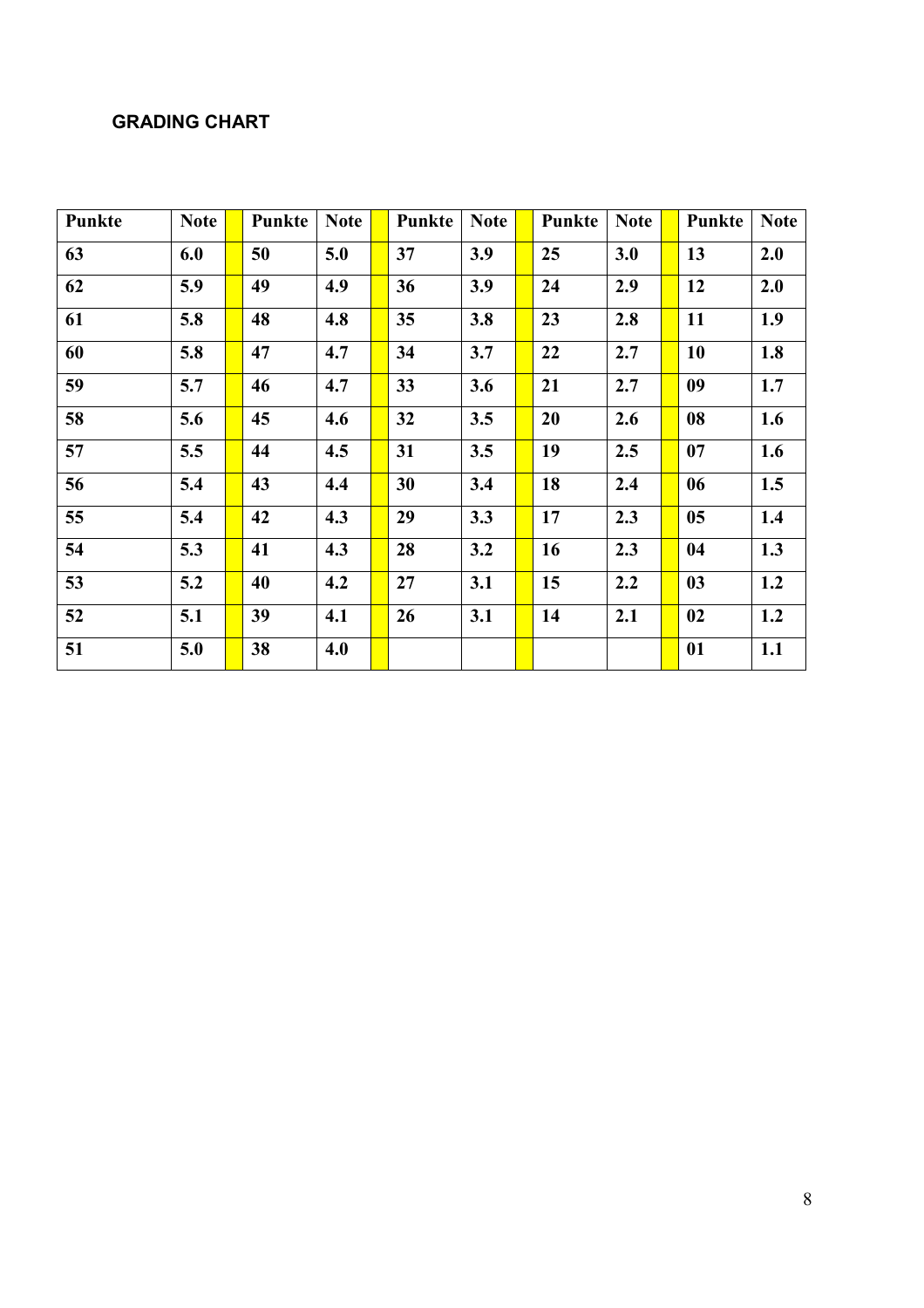**GRADING CHART**

| Punkte | Note | | Punkte | Note | | Punkte | Note | | Punkte | Note | | Punkte | Note |
|---|---|---|---|---|---|---|---|---|---|---|---|---|---|
| **63** | **6.0** | | **50** | **5.0** | | **37** | **3.9** | | **25** | **3.0** | | **13** | **2.0** |
| **62** | **5.9** | | **49** | **4.9** | | **36** | **3.9** | | **24** | **2.9** | | **12** | **2.0** |
| **61** | **5.8** | | **48** | **4.8** | | **35** | **3.8** | | **23** | **2.8** | | **11** | **1.9** |
| **60** | **5.8** | | **47** | **4.7** | | **34** | **3.7** | | **22** | **2.7** | | **10** | **1.8** |
| **59** | **5.7** | | **46** | **4.7** | | **33** | **3.6** | | **21** | **2.7** | | **09** | **1.7** |
| **58** | **5.6** | | **45** | **4.6** | | **32** | **3.5** | | **20** | **2.6** | | **08** | **1.6** |
| **57** | **5.5** | | **44** | **4.5** | | **31** | **3.5** | | **19** | **2.5** | | **07** | **1.6** |
| **56** | **5.4** | | **43** | **4.4** | | **30** | **3.4** | | **18** | **2.4** | | **06** | **1.5** |
| **55** | **5.4** | | **42** | **4.3** | | **29** | **3.3** | | **17** | **2.3** | | **05** | **1.4** |
| **54** | **5.3** | | **41** | **4.3** | | **28** | **3.2** | | **16** | **2.3** | | **04** | **1.3** |
| **53** | **5.2** | | **40** | **4.2** | | **27** | **3.1** | | **15** | **2.2** | | **03** | **1.2** |
| **52** | **5.1** | | **39** | **4.1** | | **26** | **3.1** | | **14** | **2.1** | | **02** | **1.2** |
| **51** | **5.0** | | **38** | **4.0** | | | | | | | | **01** | **1.1** |